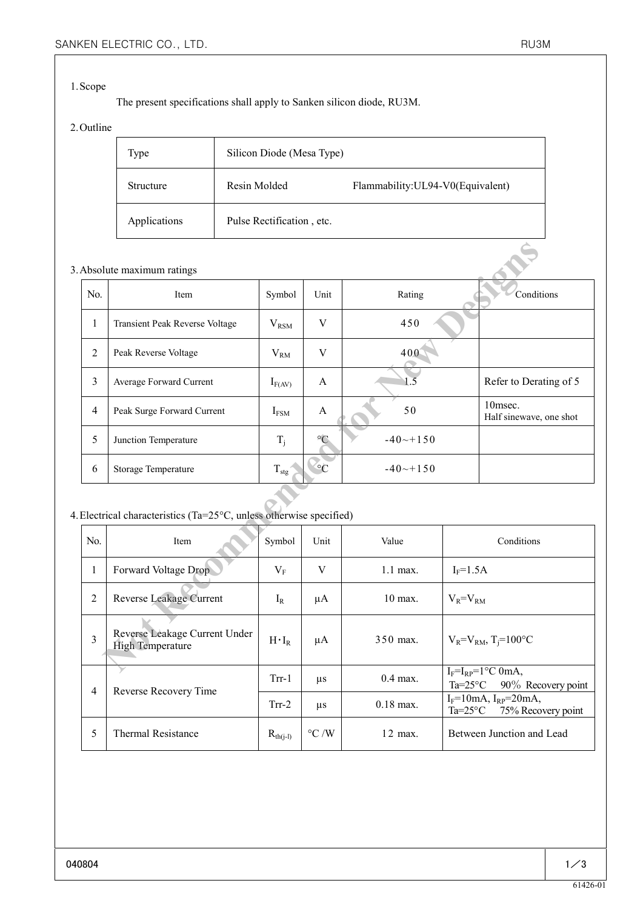## 1. Scope

The present specifications shall apply to Sanken silicon diode, RU3M.

## 2. Outline

| Type | Silicon Diode (Mesa Type) |
|---|---|
| Structure | Resin Molded      Flammability:UL94-V0(Equivalent) |
| Applications | Pulse Rectification , etc. |

## 3. Absolute maximum ratings

| No. | Item | Symbol | Unit | Rating | Conditions |
|---|---|---|---|---|---|
| 1 | Transient Peak Reverse Voltage | $V_{RSM}$ | V | 450 | |
| 2 | Peak Reverse Voltage | $V_{RM}$ | V | 400 | |
| 3 | Average Forward Current | $I_{F(AV)}$ | A | 1.5 | Refer to Derating of 5 |
| 4 | Peak Surge Forward Current | $I_{FSM}$ | A | 50 | 10msec. Half sinewave, one shot |
| 5 | Junction Temperature | $T_j$ | °C | -40~+150 | |
| 6 | Storage Temperature | $T_{stg}$ | °C | -40~+150 | |

## 4. Electrical characteristics (Ta=25°C, unless otherwise specified)

| No. | Item | Symbol | Unit | Value | Conditions |
|---|---|---|---|---|---|
| 1 | Forward Voltage Drop | $V_F$ | V | 1.1 max. | $I_F$=1.5A |
| 2 | Reverse Leakage Current | $I_R$ | μA | 10 max. | $V_R$=$V_{RM}$ |
| 3 | Reverse Leakage Current Under High Temperature | H・$I_R$ | μA | 350 max. | $V_R$=$V_{RM}$, $T_j$=100°C |
| 4 | Reverse Recovery Time | Trr-1 | μs | 0.4 max. | $I_F$=$I_{RP}$=1°C 0mA, Ta=25°C   90% Recovery point |
| | | Trr-2 | μs | 0.18 max. | $I_F$=10mA, $I_{RP}$=20mA, Ta=25°C   75% Recovery point |
| 5 | Thermal Resistance | $R_{th(j-l)}$ | °C /W | 12 max. | Between Junction and Lead |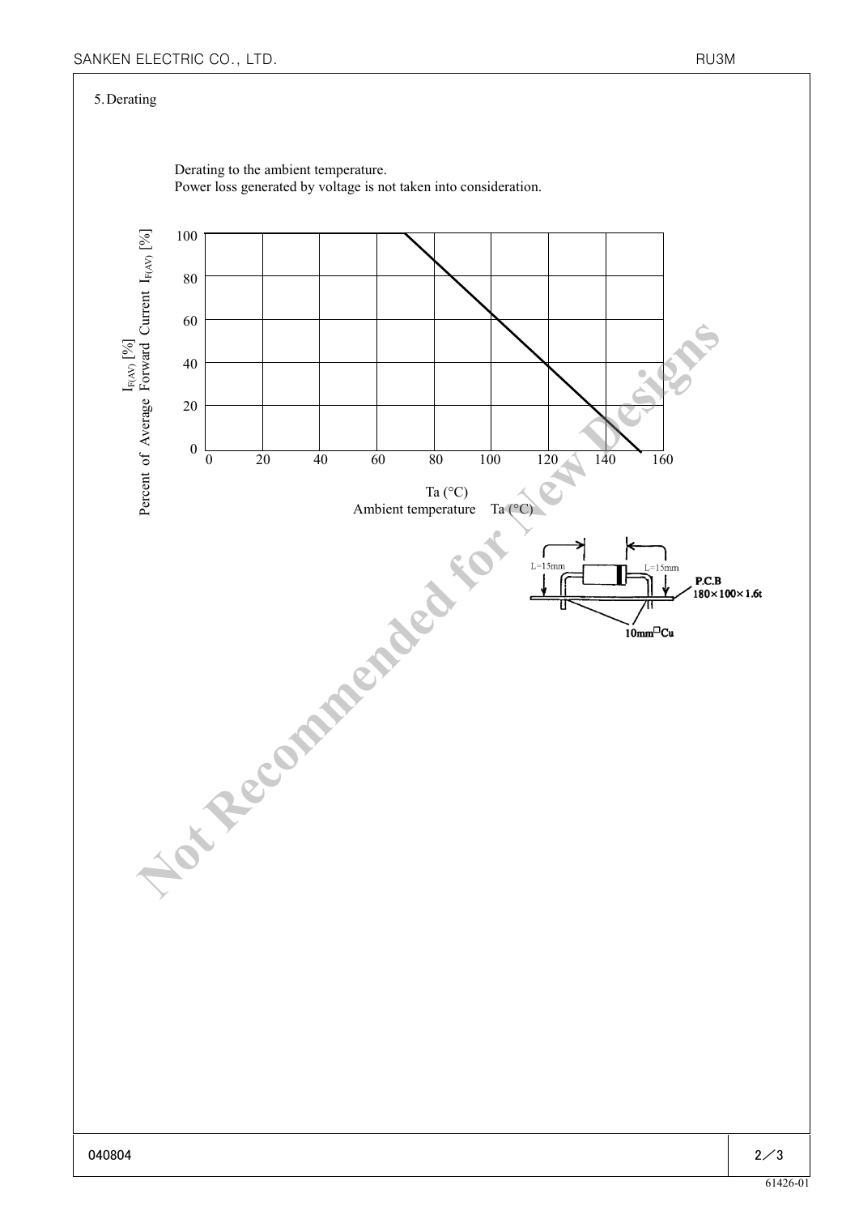## 5. Derating

Derating to the ambient temperature.
Power loss generated by voltage is not taken into consideration.

Percent of Average Forward Current $I_{F(AV)}$ [%]

Ambient temperature Ta (°C)

L=15mm L=15mm

P.C.B 180×100×1.6t

10mm□Cu

Not Recommended for New Designs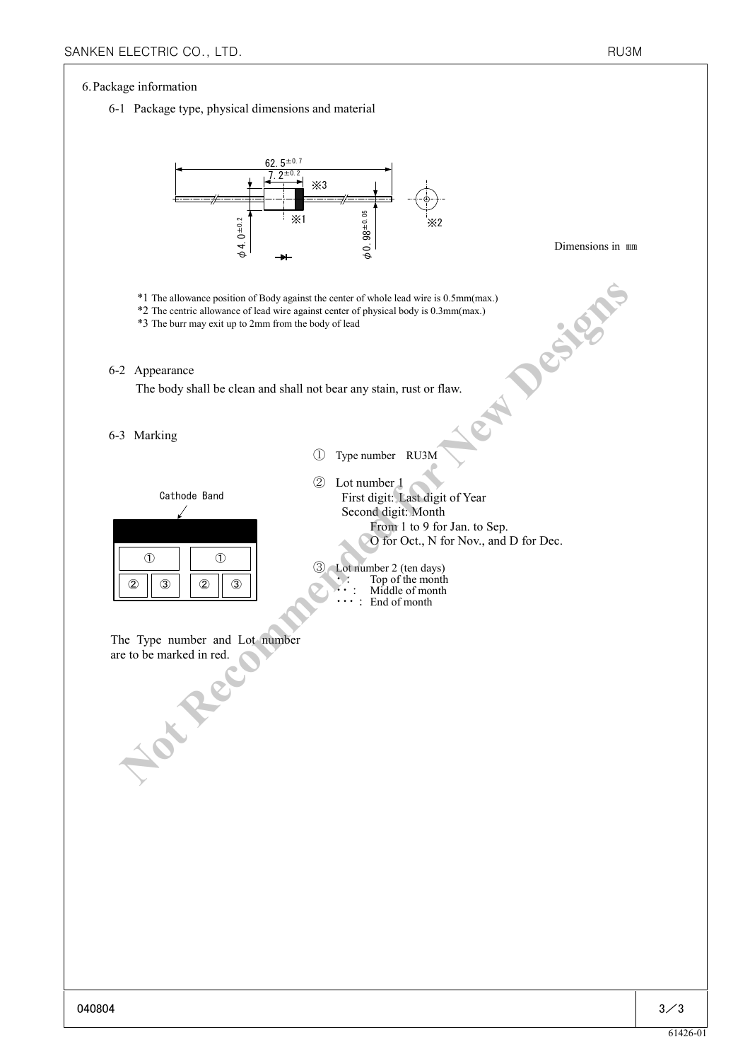6. Package information

6-1 Package type, physical dimensions and material

62.5±0.7

7.2±0.2

※3

※1

※2

φ4.0±0.2

φ0.98±0.05

Dimensions in ㎜

*1 The allowance position of Body against the center of whole lead wire is 0.5mm(max.)
*2 The centric allowance of lead wire against center of physical body is 0.3mm(max.)
*3 The burr may exit up to 2mm from the body of lead

6-2 Appearance

The body shall be clean and shall not bear any stain, rust or flaw.

6-3 Marking

Cathode Band

① ①

② ③ ② ③

The Type number and Lot number are to be marked in red.

① Type number RU3M

② Lot number 1
First digit: Last digit of Year
Second digit: Month
From 1 to 9 for Jan. to Sep.
O for Oct., N for Nov., and D for Dec.

③ Lot number 2 (ten days)
・ : Top of the month
・・ : Middle of month
・・・ : End of month

Not Recommended for New Designs